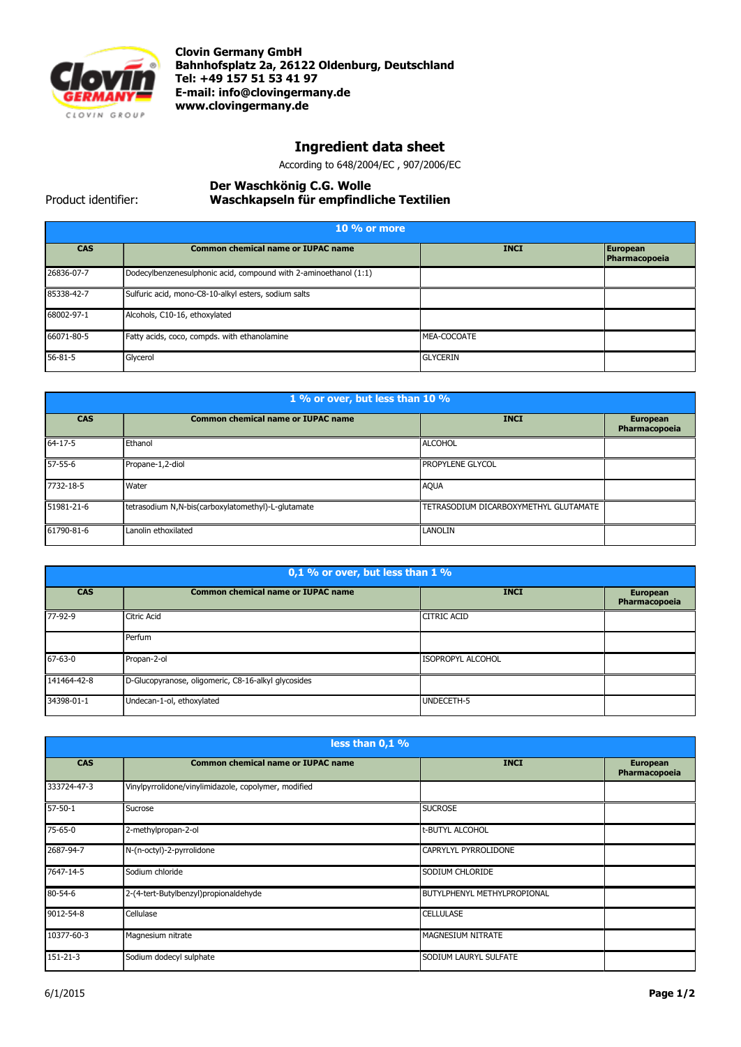**Clovin Germany GmbH**
**Bahnhofsplatz 2a, 26122 Oldenburg, Deutschland**
**Tel: +49 157 51 53 41 97**
**E-mail: info@clovingermany.de**
**www.clovingermany.de**

# Ingredient data sheet

According to 648/2004/EC , 907/2006/EC

Product identifier: **Der Waschkönig C.G. Wolle**
**Waschkapseln für empfindliche Textilien**

| 10 % or more | | | |
|---|---|---|---|
| **CAS** | **Common chemical name or IUPAC name** | **INCI** | **European Pharmacopoeia** |
| 26836-07-7 | Dodecylbenzenesulphonic acid, compound with 2-aminoethanol (1:1) | | |
| 85338-42-7 | Sulfuric acid, mono-C8-10-alkyl esters, sodium salts | | |
| 68002-97-1 | Alcohols, C10-16, ethoxylated | | |
| 66071-80-5 | Fatty acids, coco, compds. with ethanolamine | MEA-COCOATE | |
| 56-81-5 | Glycerol | GLYCERIN | |

| 1 % or over, but less than 10 % | | | |
|---|---|---|---|
| **CAS** | **Common chemical name or IUPAC name** | **INCI** | **European Pharmacopoeia** |
| 64-17-5 | Ethanol | ALCOHOL | |
| 57-55-6 | Propane-1,2-diol | PROPYLENE GLYCOL | |
| 7732-18-5 | Water | AQUA | |
| 51981-21-6 | tetrasodium N,N-bis(carboxylatomethyl)-L-glutamate | TETRASODIUM DICARBOXYMETHYL GLUTAMATE | |
| 61790-81-6 | Lanolin ethoxilated | LANOLIN | |

| 0,1 % or over, but less than 1 % | | | |
|---|---|---|---|
| **CAS** | **Common chemical name or IUPAC name** | **INCI** | **European Pharmacopoeia** |
| 77-92-9 | Citric Acid | CITRIC ACID | |
| | Perfum | | |
| 67-63-0 | Propan-2-ol | ISOPROPYL ALCOHOL | |
| 141464-42-8 | D-Glucopyranose, oligomeric, C8-16-alkyl glycosides | | |
| 34398-01-1 | Undecan-1-ol, ethoxylated | UNDECETH-5 | |

| less than 0,1 % | | | |
|---|---|---|---|
| **CAS** | **Common chemical name or IUPAC name** | **INCI** | **European Pharmacopoeia** |
| 333724-47-3 | Vinylpyrrolidone/vinylimidazole, copolymer, modified | | |
| 57-50-1 | Sucrose | SUCROSE | |
| 75-65-0 | 2-methylpropan-2-ol | t-BUTYL ALCOHOL | |
| 2687-94-7 | N-(n-octyl)-2-pyrrolidone | CAPRYLYL PYRROLIDONE | |
| 7647-14-5 | Sodium chloride | SODIUM CHLORIDE | |
| 80-54-6 | 2-(4-tert-Butylbenzyl)propionaldehyde | BUTYLPHENYL METHYLPROPIONAL | |
| 9012-54-8 | Cellulase | CELLULASE | |
| 10377-60-3 | Magnesium nitrate | MAGNESIUM NITRATE | |
| 151-21-3 | Sodium dodecyl sulphate | SODIUM LAURYL SULFATE | |

6/1/2015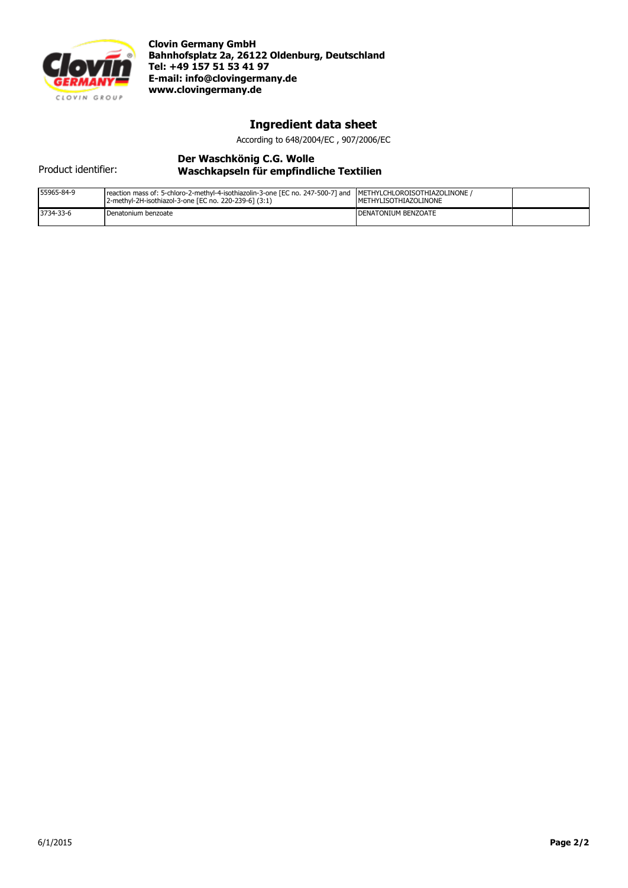**Clovin Germany GmbH**
**Bahnhofsplatz 2a, 26122 Oldenburg, Deutschland**
**Tel: +49 157 51 53 41 97**
**E-mail: info@clovingermany.de**
**www.clovingermany.de**

## Ingredient data sheet

According to 648/2004/EC , 907/2006/EC

Product identifier: **Der Waschkönig C.G. Wolle**
**Waschkapseln für empfindliche Textilien**

| | | | |
|---|---|---|---|
| 55965-84-9 | reaction mass of: 5-chloro-2-methyl-4-isothiazolin-3-one [EC no. 247-500-7] and 2-methyl-2H-isothiazol-3-one [EC no. 220-239-6] (3:1) | METHYLCHLOROISOTHIAZOLINONE / METHYLISOTHIAZOLINONE | |
| 3734-33-6 | Denatonium benzoate | DENATONIUM BENZOATE | |

6/1/2015